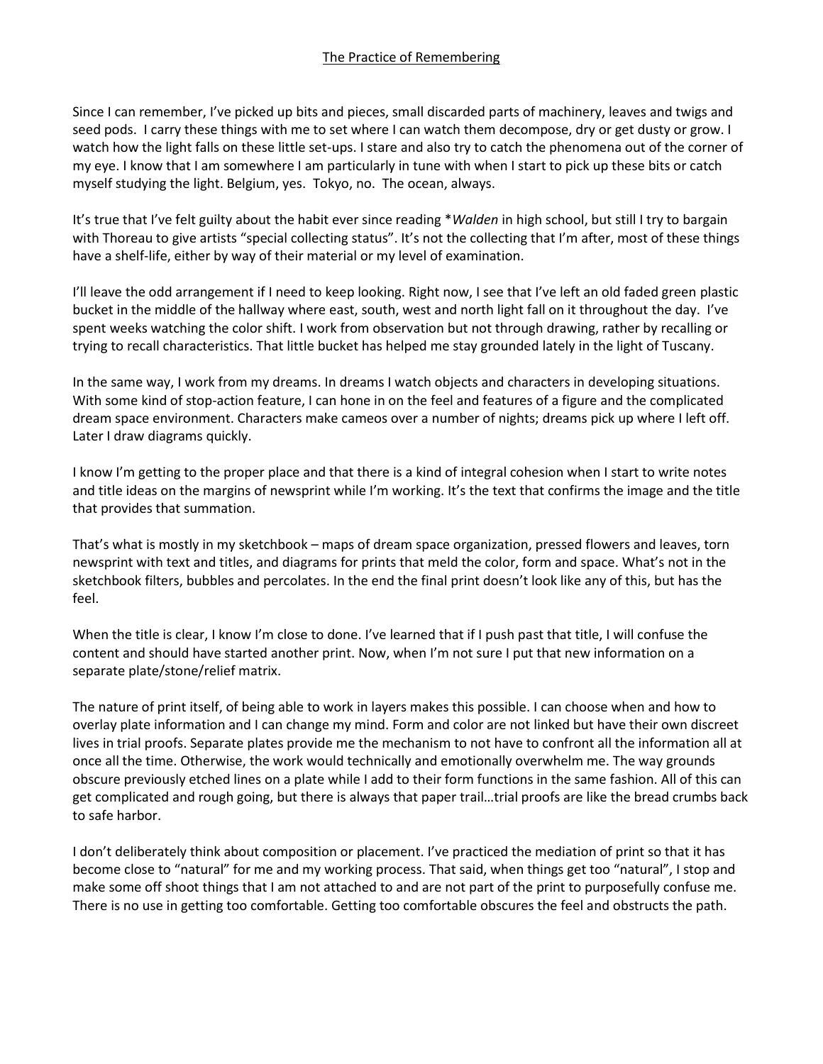# The Practice of Remembering

Since I can remember, I've picked up bits and pieces, small discarded parts of machinery, leaves and twigs and seed pods. I carry these things with me to set where I can watch them decompose, dry or get dusty or grow. I watch how the light falls on these little set-ups. I stare and also try to catch the phenomena out of the corner of my eye. I know that I am somewhere I am particularly in tune with when I start to pick up these bits or catch myself studying the light. Belgium, yes. Tokyo, no. The ocean, always.

It's true that I've felt guilty about the habit ever since reading *\*Walden* in high school, but still I try to bargain with Thoreau to give artists "special collecting status". It's not the collecting that I'm after, most of these things have a shelf-life, either by way of their material or my level of examination.

I'll leave the odd arrangement if I need to keep looking. Right now, I see that I've left an old faded green plastic bucket in the middle of the hallway where east, south, west and north light fall on it throughout the day. I've spent weeks watching the color shift. I work from observation but not through drawing, rather by recalling or trying to recall characteristics. That little bucket has helped me stay grounded lately in the light of Tuscany.

In the same way, I work from my dreams. In dreams I watch objects and characters in developing situations. With some kind of stop-action feature, I can hone in on the feel and features of a figure and the complicated dream space environment. Characters make cameos over a number of nights; dreams pick up where I left off. Later I draw diagrams quickly.

I know I'm getting to the proper place and that there is a kind of integral cohesion when I start to write notes and title ideas on the margins of newsprint while I'm working. It's the text that confirms the image and the title that provides that summation.

That's what is mostly in my sketchbook – maps of dream space organization, pressed flowers and leaves, torn newsprint with text and titles, and diagrams for prints that meld the color, form and space. What's not in the sketchbook filters, bubbles and percolates. In the end the final print doesn't look like any of this, but has the feel.

When the title is clear, I know I'm close to done. I've learned that if I push past that title, I will confuse the content and should have started another print. Now, when I'm not sure I put that new information on a separate plate/stone/relief matrix.

The nature of print itself, of being able to work in layers makes this possible. I can choose when and how to overlay plate information and I can change my mind. Form and color are not linked but have their own discreet lives in trial proofs. Separate plates provide me the mechanism to not have to confront all the information all at once all the time. Otherwise, the work would technically and emotionally overwhelm me. The way grounds obscure previously etched lines on a plate while I add to their form functions in the same fashion. All of this can get complicated and rough going, but there is always that paper trail…trial proofs are like the bread crumbs back to safe harbor.

I don't deliberately think about composition or placement. I've practiced the mediation of print so that it has become close to "natural" for me and my working process. That said, when things get too "natural", I stop and make some off shoot things that I am not attached to and are not part of the print to purposefully confuse me. There is no use in getting too comfortable. Getting too comfortable obscures the feel and obstructs the path.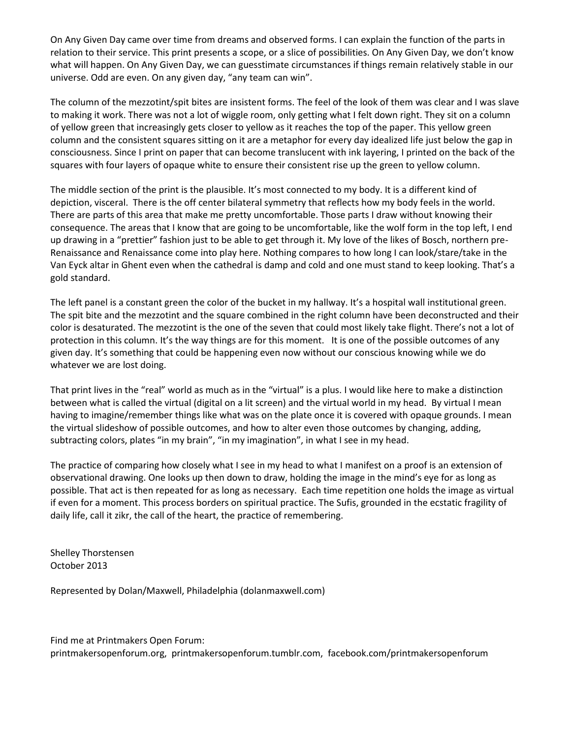On Any Given Day came over time from dreams and observed forms. I can explain the function of the parts in relation to their service. This print presents a scope, or a slice of possibilities. On Any Given Day, we don't know what will happen. On Any Given Day, we can guesstimate circumstances if things remain relatively stable in our universe. Odd are even. On any given day, "any team can win".

The column of the mezzotint/spit bites are insistent forms. The feel of the look of them was clear and I was slave to making it work. There was not a lot of wiggle room, only getting what I felt down right. They sit on a column of yellow green that increasingly gets closer to yellow as it reaches the top of the paper. This yellow green column and the consistent squares sitting on it are a metaphor for every day idealized life just below the gap in consciousness. Since I print on paper that can become translucent with ink layering, I printed on the back of the squares with four layers of opaque white to ensure their consistent rise up the green to yellow column.

The middle section of the print is the plausible. It's most connected to my body. It is a different kind of depiction, visceral. There is the off center bilateral symmetry that reflects how my body feels in the world. There are parts of this area that make me pretty uncomfortable. Those parts I draw without knowing their consequence. The areas that I know that are going to be uncomfortable, like the wolf form in the top left, I end up drawing in a "prettier" fashion just to be able to get through it. My love of the likes of Bosch, northern pre-Renaissance and Renaissance come into play here. Nothing compares to how long I can look/stare/take in the Van Eyck altar in Ghent even when the cathedral is damp and cold and one must stand to keep looking. That's a gold standard.

The left panel is a constant green the color of the bucket in my hallway. It's a hospital wall institutional green. The spit bite and the mezzotint and the square combined in the right column have been deconstructed and their color is desaturated. The mezzotint is the one of the seven that could most likely take flight. There's not a lot of protection in this column. It's the way things are for this moment. It is one of the possible outcomes of any given day. It's something that could be happening even now without our conscious knowing while we do whatever we are lost doing.

That print lives in the "real" world as much as in the "virtual" is a plus. I would like here to make a distinction between what is called the virtual (digital on a lit screen) and the virtual world in my head. By virtual I mean having to imagine/remember things like what was on the plate once it is covered with opaque grounds. I mean the virtual slideshow of possible outcomes, and how to alter even those outcomes by changing, adding, subtracting colors, plates "in my brain", "in my imagination", in what I see in my head.

The practice of comparing how closely what I see in my head to what I manifest on a proof is an extension of observational drawing. One looks up then down to draw, holding the image in the mind's eye for as long as possible. That act is then repeated for as long as necessary. Each time repetition one holds the image as virtual if even for a moment. This process borders on spiritual practice. The Sufis, grounded in the ecstatic fragility of daily life, call it zikr, the call of the heart, the practice of remembering.

Shelley Thorstensen
October 2013

Represented by Dolan/Maxwell, Philadelphia (dolanmaxwell.com)

Find me at Printmakers Open Forum:
printmakersopenforum.org, printmakersopenforum.tumblr.com, facebook.com/printmakersopenforum